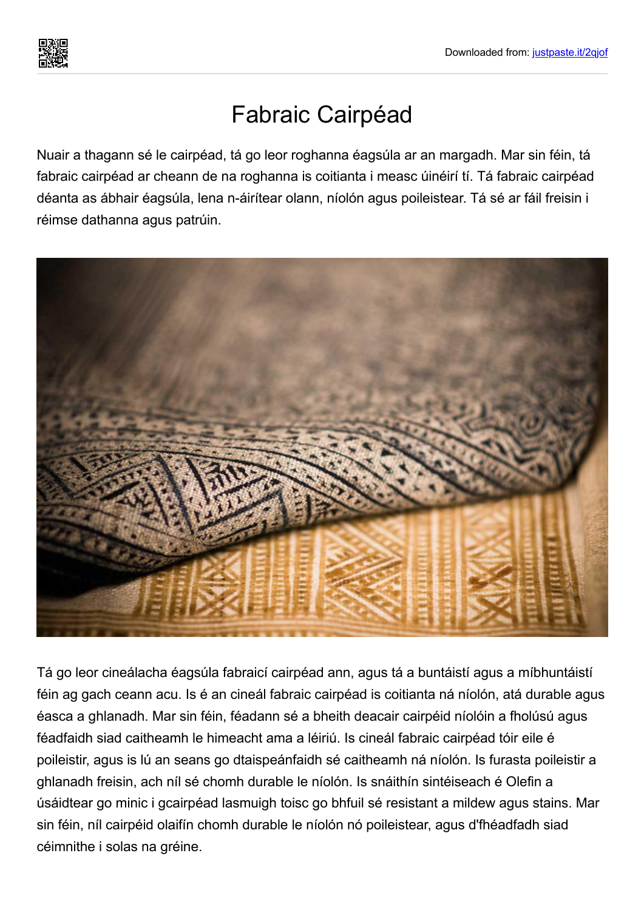# Fabraic Cairpéad

Nuair a thagann sé le cairpéad, tá go leor roghanna éagsúla ar an margadh. Mar sin féin, tá fabraic cairpéad ar cheann de na roghanna is coitianta i measc úinéirí tí. Tá fabraic cairpéad déanta as ábhair éagsúla, lena n-áirítear olann, níolón agus poileistear. Tá sé ar fáil freisin i réimse dathanna agus patrúin.

Tá go leor cineálacha éagsúla fabraicí cairpéad ann, agus tá a buntáistí agus a míbhuntáistí féin ag gach ceann acu. Is é an cineál fabraic cairpéad is coitianta ná níolón, atá durable agus éasca a ghlanadh. Mar sin féin, féadann sé a bheith deacair cairpéid níolóin a fholúsú agus féadfaidh siad caitheamh le himeacht ama a léiriú. Is cineál fabraic cairpéad tóir eile é poileistir, agus is lú an seans go dtaispeánfaidh sé caitheamh ná níolón. Is furasta poileistir a ghlanadh freisin, ach níl sé chomh durable le níolón. Is snáithín sintéiseach é Olefin a úsáidtear go minic i gcairpéad lasmuigh toisc go bhfuil sé resistant a mildew agus stains. Mar sin féin, níl cairpéid olaifín chomh durable le níolón nó poileistear, agus d'fhéadfadh siad céimnithe i solas na gréine.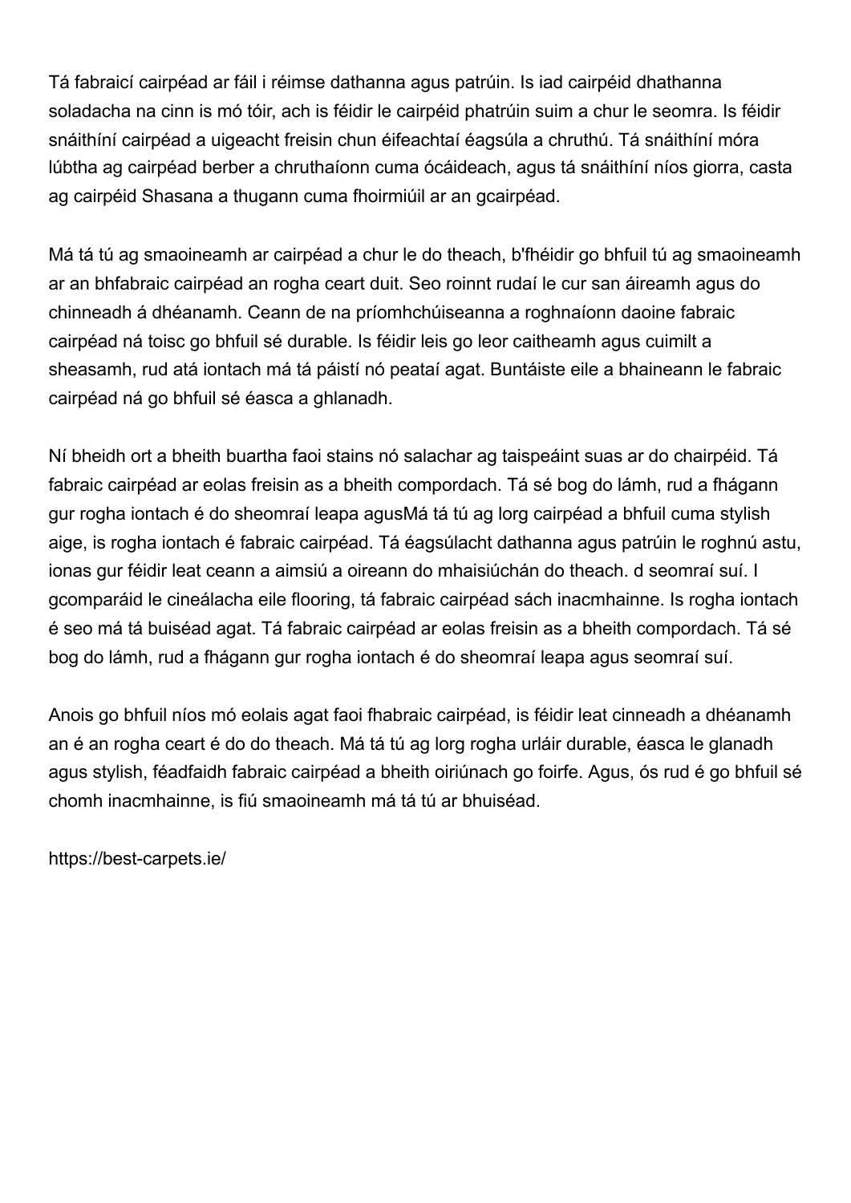Tá fabraicí cairpéad ar fáil i réimse dathanna agus patrúin. Is iad cairpéid dhathanna soladacha na cinn is mó tóir, ach is féidir le cairpéid phatrúin suim a chur le seomra. Is féidir snáithíní cairpéad a uigeacht freisin chun éifeachtaí éagsúla a chruthú. Tá snáithíní móra lúbtha ag cairpéad berber a chruthaíonn cuma ócáideach, agus tá snáithíní níos giorra, casta ag cairpéid Shasana a thugann cuma fhoirmiúil ar an gcairpéad.

Má tá tú ag smaoineamh ar cairpéad a chur le do theach, b'fhéidir go bhfuil tú ag smaoineamh ar an bhfabraic cairpéad an rogha ceart duit. Seo roinnt rudaí le cur san áireamh agus do chinneadh á dhéanamh. Ceann de na príomhchúiseanna a roghnaíonn daoine fabraic cairpéad ná toisc go bhfuil sé durable. Is féidir leis go leor caitheamh agus cuimilt a sheasamh, rud atá iontach má tá páistí nó peataí agat. Buntáiste eile a bhaineann le fabraic cairpéad ná go bhfuil sé éasca a ghlanadh.

Ní bheidh ort a bheith buartha faoi stains nó salachar ag taispeáint suas ar do chairpéid. Tá fabraic cairpéad ar eolas freisin as a bheith compordach. Tá sé bog do lámh, rud a fhágann gur rogha iontach é do sheomraí leapa agusMá tá tú ag lorg cairpéad a bhfuil cuma stylish aige, is rogha iontach é fabraic cairpéad. Tá éagsúlacht dathanna agus patrúin le roghnú astu, ionas gur féidir leat ceann a aimsiú a oireann do mhaisiúchán do theach. d seomraí suí. I gcomparáid le cineálacha eile flooring, tá fabraic cairpéad sách inacmhainne. Is rogha iontach é seo má tá buiséad agat. Tá fabraic cairpéad ar eolas freisin as a bheith compordach. Tá sé bog do lámh, rud a fhágann gur rogha iontach é do sheomraí leapa agus seomraí suí.

Anois go bhfuil níos mó eolais agat faoi fhabraic cairpéad, is féidir leat cinneadh a dhéanamh an é an rogha ceart é do do theach. Má tá tú ag lorg rogha urláir durable, éasca le glanadh agus stylish, féadfaidh fabraic cairpéad a bheith oiriúnach go foirfe. Agus, ós rud é go bhfuil sé chomh inacmhainne, is fiú smaoineamh má tá tú ar bhuiséad.

https://best-carpets.ie/